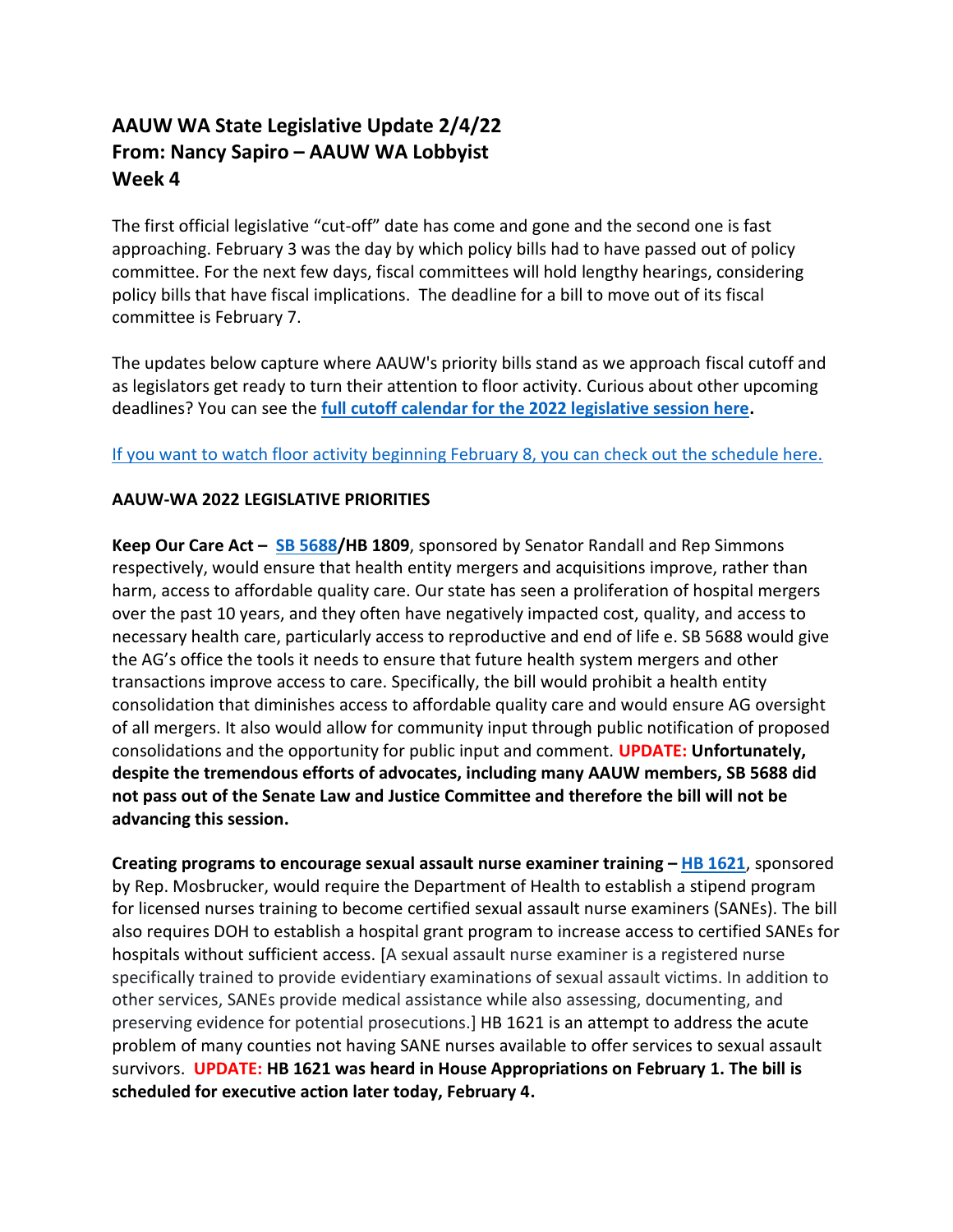## AAUW WA State Legislative Update 2/4/22
## From: Nancy Sapiro – AAUW WA Lobbyist
## Week 4

The first official legislative "cut-off" date has come and gone and the second one is fast approaching. February 3 was the day by which policy bills had to have passed out of policy committee. For the next few days, fiscal committees will hold lengthy hearings, considering policy bills that have fiscal implications. The deadline for a bill to move out of its fiscal committee is February 7.

The updates below capture where AAUW's priority bills stand as we approach fiscal cutoff and as legislators get ready to turn their attention to floor activity. Curious about other upcoming deadlines? You can see the **full cutoff calendar for the 2022 legislative session here.**

If you want to watch floor activity beginning February 8, you can check out the schedule here.

**AAUW-WA 2022 LEGISLATIVE PRIORITIES**

**Keep Our Care Act – SB 5688/HB 1809**, sponsored by Senator Randall and Rep Simmons respectively, would ensure that health entity mergers and acquisitions improve, rather than harm, access to affordable quality care. Our state has seen a proliferation of hospital mergers over the past 10 years, and they often have negatively impacted cost, quality, and access to necessary health care, particularly access to reproductive and end of life e. SB 5688 would give the AG's office the tools it needs to ensure that future health system mergers and other transactions improve access to care. Specifically, the bill would prohibit a health entity consolidation that diminishes access to affordable quality care and would ensure AG oversight of all mergers. It also would allow for community input through public notification of proposed consolidations and the opportunity for public input and comment. **UPDATE: Unfortunately, despite the tremendous efforts of advocates, including many AAUW members, SB 5688 did not pass out of the Senate Law and Justice Committee and therefore the bill will not be advancing this session.**

**Creating programs to encourage sexual assault nurse examiner training – HB 1621**, sponsored by Rep. Mosbrucker, would require the Department of Health to establish a stipend program for licensed nurses training to become certified sexual assault nurse examiners (SANEs). The bill also requires DOH to establish a hospital grant program to increase access to certified SANEs for hospitals without sufficient access. [A sexual assault nurse examiner is a registered nurse specifically trained to provide evidentiary examinations of sexual assault victims. In addition to other services, SANEs provide medical assistance while also assessing, documenting, and preserving evidence for potential prosecutions.] HB 1621 is an attempt to address the acute problem of many counties not having SANE nurses available to offer services to sexual assault survivors. **UPDATE: HB 1621 was heard in House Appropriations on February 1. The bill is scheduled for executive action later today, February 4.**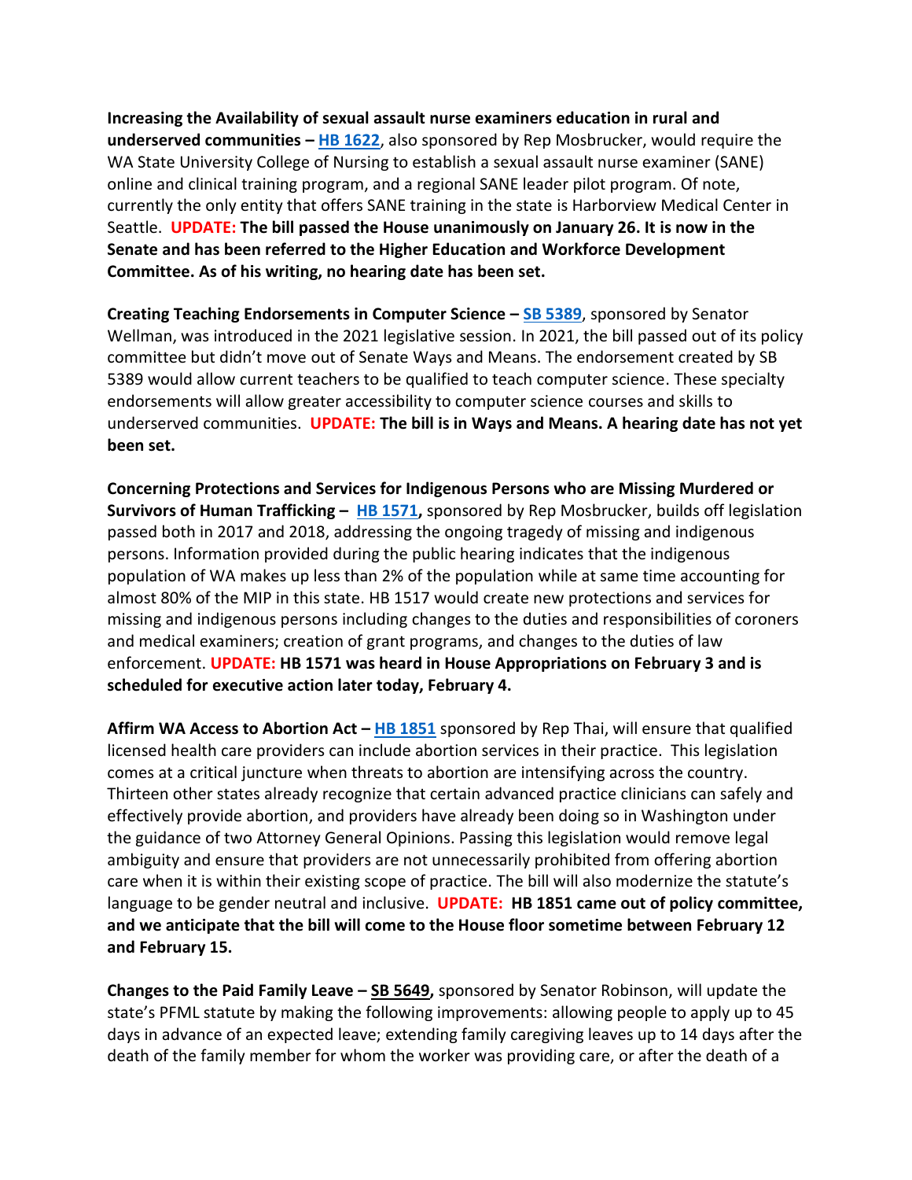**Increasing the Availability of sexual assault nurse examiners education in rural and underserved communities – [HB 1622](#)**, also sponsored by Rep Mosbrucker, would require the WA State University College of Nursing to establish a sexual assault nurse examiner (SANE) online and clinical training program, and a regional SANE leader pilot program. Of note, currently the only entity that offers SANE training in the state is Harborview Medical Center in Seattle. **UPDATE: The bill passed the House unanimously on January 26. It is now in the Senate and has been referred to the Higher Education and Workforce Development Committee. As of his writing, no hearing date has been set.**

**Creating Teaching Endorsements in Computer Science – [SB 5389](#)**, sponsored by Senator Wellman, was introduced in the 2021 legislative session. In 2021, the bill passed out of its policy committee but didn't move out of Senate Ways and Means. The endorsement created by SB 5389 would allow current teachers to be qualified to teach computer science. These specialty endorsements will allow greater accessibility to computer science courses and skills to underserved communities. **UPDATE: The bill is in Ways and Means. A hearing date has not yet been set.**

**Concerning Protections and Services for Indigenous Persons who are Missing Murdered or Survivors of Human Trafficking – [HB 1571](#),** sponsored by Rep Mosbrucker, builds off legislation passed both in 2017 and 2018, addressing the ongoing tragedy of missing and indigenous persons. Information provided during the public hearing indicates that the indigenous population of WA makes up less than 2% of the population while at same time accounting for almost 80% of the MIP in this state. HB 1517 would create new protections and services for missing and indigenous persons including changes to the duties and responsibilities of coroners and medical examiners; creation of grant programs, and changes to the duties of law enforcement. **UPDATE: HB 1571 was heard in House Appropriations on February 3 and is scheduled for executive action later today, February 4.**

**Affirm WA Access to Abortion Act – [HB 1851](#)** sponsored by Rep Thai, will ensure that qualified licensed health care providers can include abortion services in their practice. This legislation comes at a critical juncture when threats to abortion are intensifying across the country. Thirteen other states already recognize that certain advanced practice clinicians can safely and effectively provide abortion, and providers have already been doing so in Washington under the guidance of two Attorney General Opinions. Passing this legislation would remove legal ambiguity and ensure that providers are not unnecessarily prohibited from offering abortion care when it is within their existing scope of practice. The bill will also modernize the statute's language to be gender neutral and inclusive. **UPDATE: HB 1851 came out of policy committee, and we anticipate that the bill will come to the House floor sometime between February 12 and February 15.**

**Changes to the Paid Family Leave – SB 5649,** sponsored by Senator Robinson, will update the state's PFML statute by making the following improvements: allowing people to apply up to 45 days in advance of an expected leave; extending family caregiving leaves up to 14 days after the death of the family member for whom the worker was providing care, or after the death of a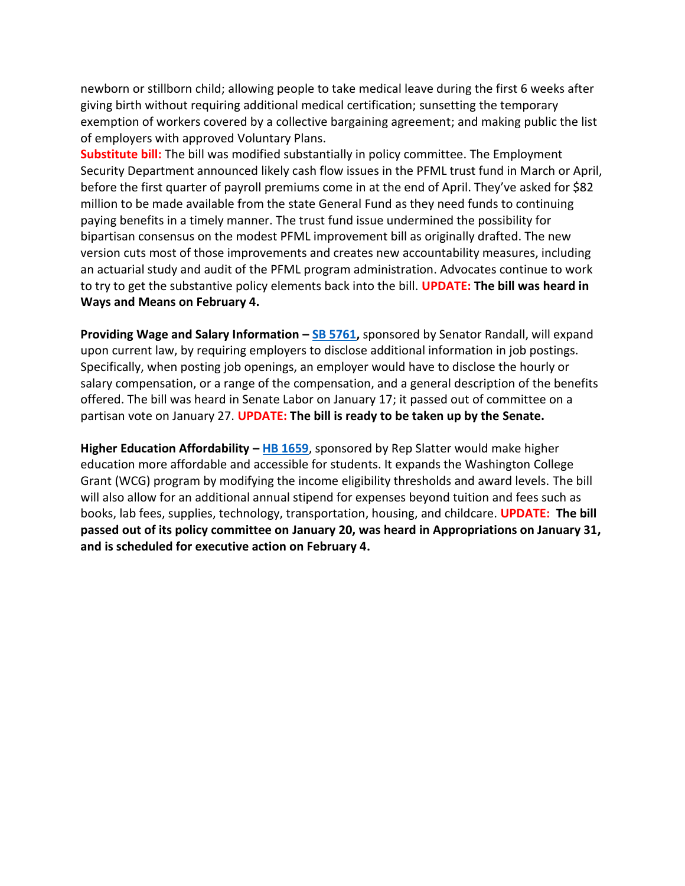newborn or stillborn child; allowing people to take medical leave during the first 6 weeks after giving birth without requiring additional medical certification; sunsetting the temporary exemption of workers covered by a collective bargaining agreement; and making public the list of employers with approved Voluntary Plans.

**Substitute bill:** The bill was modified substantially in policy committee. The Employment Security Department announced likely cash flow issues in the PFML trust fund in March or April, before the first quarter of payroll premiums come in at the end of April. They've asked for $82 million to be made available from the state General Fund as they need funds to continuing paying benefits in a timely manner. The trust fund issue undermined the possibility for bipartisan consensus on the modest PFML improvement bill as originally drafted. The new version cuts most of those improvements and creates new accountability measures, including an actuarial study and audit of the PFML program administration. Advocates continue to work to try to get the substantive policy elements back into the bill. **UPDATE: The bill was heard in Ways and Means on February 4.**

**Providing Wage and Salary Information – SB 5761,** sponsored by Senator Randall, will expand upon current law, by requiring employers to disclose additional information in job postings. Specifically, when posting job openings, an employer would have to disclose the hourly or salary compensation, or a range of the compensation, and a general description of the benefits offered. The bill was heard in Senate Labor on January 17; it passed out of committee on a partisan vote on January 27. **UPDATE: The bill is ready to be taken up by the Senate.**

**Higher Education Affordability – HB 1659**, sponsored by Rep Slatter would make higher education more affordable and accessible for students. It expands the Washington College Grant (WCG) program by modifying the income eligibility thresholds and award levels. The bill will also allow for an additional annual stipend for expenses beyond tuition and fees such as books, lab fees, supplies, technology, transportation, housing, and childcare. **UPDATE: The bill passed out of its policy committee on January 20, was heard in Appropriations on January 31, and is scheduled for executive action on February 4.**